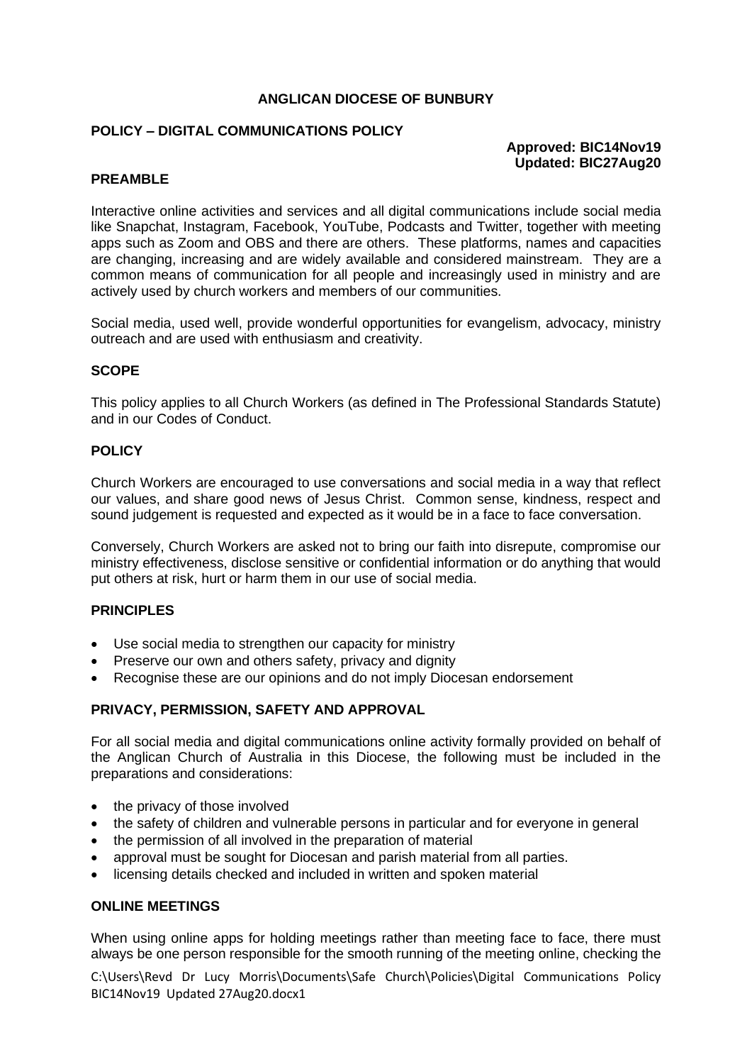# ANGLICAN DIOCESE OF BUNBURY

## POLICY – DIGITAL COMMUNICATIONS POLICY

**Approved: BIC14Nov19**
**Updated: BIC27Aug20**

### PREAMBLE

Interactive online activities and services and all digital communications include social media like Snapchat, Instagram, Facebook, YouTube, Podcasts and Twitter, together with meeting apps such as Zoom and OBS and there are others. These platforms, names and capacities are changing, increasing and are widely available and considered mainstream. They are a common means of communication for all people and increasingly used in ministry and are actively used by church workers and members of our communities.

Social media, used well, provide wonderful opportunities for evangelism, advocacy, ministry outreach and are used with enthusiasm and creativity.

### SCOPE

This policy applies to all Church Workers (as defined in The Professional Standards Statute) and in our Codes of Conduct.

### POLICY

Church Workers are encouraged to use conversations and social media in a way that reflect our values, and share good news of Jesus Christ. Common sense, kindness, respect and sound judgement is requested and expected as it would be in a face to face conversation.

Conversely, Church Workers are asked not to bring our faith into disrepute, compromise our ministry effectiveness, disclose sensitive or confidential information or do anything that would put others at risk, hurt or harm them in our use of social media.

### PRINCIPLES

- Use social media to strengthen our capacity for ministry
- Preserve our own and others safety, privacy and dignity
- Recognise these are our opinions and do not imply Diocesan endorsement

### PRIVACY, PERMISSION, SAFETY AND APPROVAL

For all social media and digital communications online activity formally provided on behalf of the Anglican Church of Australia in this Diocese, the following must be included in the preparations and considerations:

- the privacy of those involved
- the safety of children and vulnerable persons in particular and for everyone in general
- the permission of all involved in the preparation of material
- approval must be sought for Diocesan and parish material from all parties.
- licensing details checked and included in written and spoken material

### ONLINE MEETINGS

When using online apps for holding meetings rather than meeting face to face, there must always be one person responsible for the smooth running of the meeting online, checking the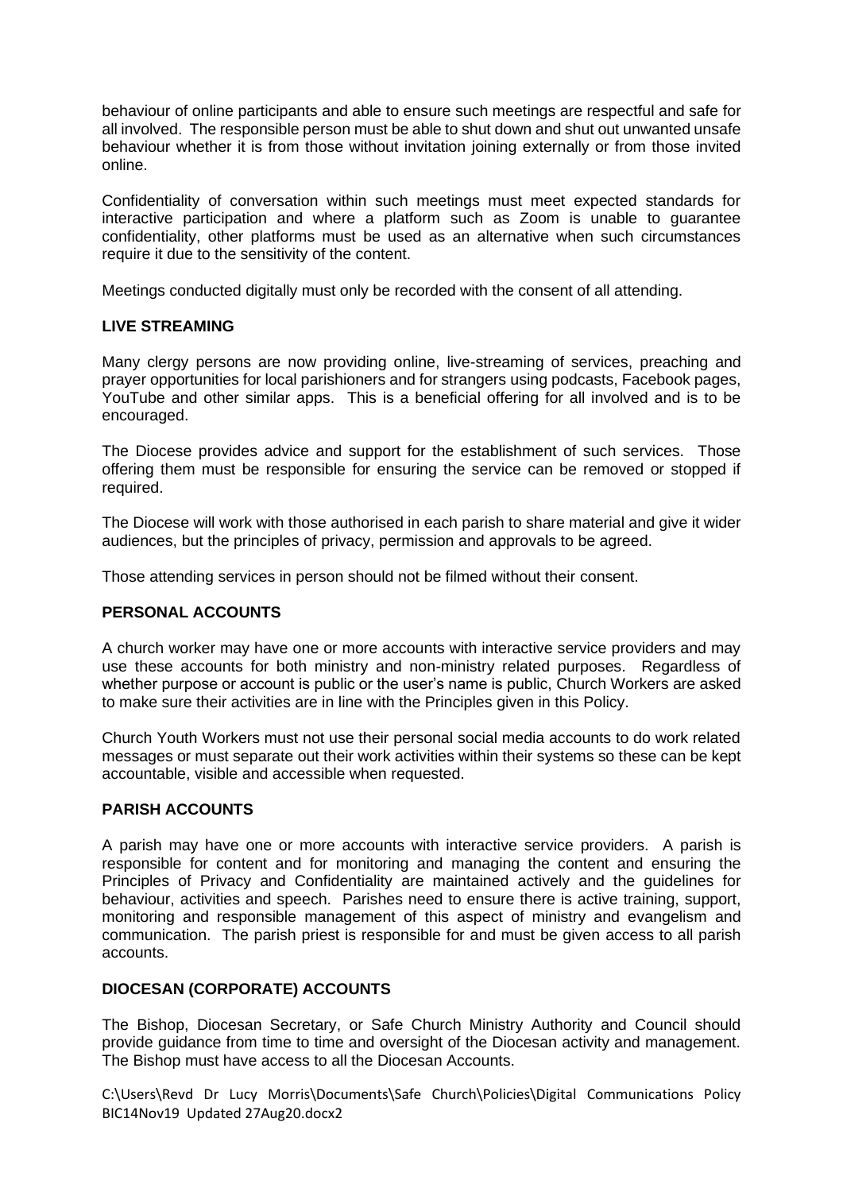behaviour of online participants and able to ensure such meetings are respectful and safe for all involved. The responsible person must be able to shut down and shut out unwanted unsafe behaviour whether it is from those without invitation joining externally or from those invited online.

Confidentiality of conversation within such meetings must meet expected standards for interactive participation and where a platform such as Zoom is unable to guarantee confidentiality, other platforms must be used as an alternative when such circumstances require it due to the sensitivity of the content.

Meetings conducted digitally must only be recorded with the consent of all attending.

## LIVE STREAMING

Many clergy persons are now providing online, live-streaming of services, preaching and prayer opportunities for local parishioners and for strangers using podcasts, Facebook pages, YouTube and other similar apps. This is a beneficial offering for all involved and is to be encouraged.

The Diocese provides advice and support for the establishment of such services. Those offering them must be responsible for ensuring the service can be removed or stopped if required.

The Diocese will work with those authorised in each parish to share material and give it wider audiences, but the principles of privacy, permission and approvals to be agreed.

Those attending services in person should not be filmed without their consent.

## PERSONAL ACCOUNTS

A church worker may have one or more accounts with interactive service providers and may use these accounts for both ministry and non-ministry related purposes. Regardless of whether purpose or account is public or the user's name is public, Church Workers are asked to make sure their activities are in line with the Principles given in this Policy.

Church Youth Workers must not use their personal social media accounts to do work related messages or must separate out their work activities within their systems so these can be kept accountable, visible and accessible when requested.

## PARISH ACCOUNTS

A parish may have one or more accounts with interactive service providers. A parish is responsible for content and for monitoring and managing the content and ensuring the Principles of Privacy and Confidentiality are maintained actively and the guidelines for behaviour, activities and speech. Parishes need to ensure there is active training, support, monitoring and responsible management of this aspect of ministry and evangelism and communication. The parish priest is responsible for and must be given access to all parish accounts.

## DIOCESAN (CORPORATE) ACCOUNTS

The Bishop, Diocesan Secretary, or Safe Church Ministry Authority and Council should provide guidance from time to time and oversight of the Diocesan activity and management. The Bishop must have access to all the Diocesan Accounts.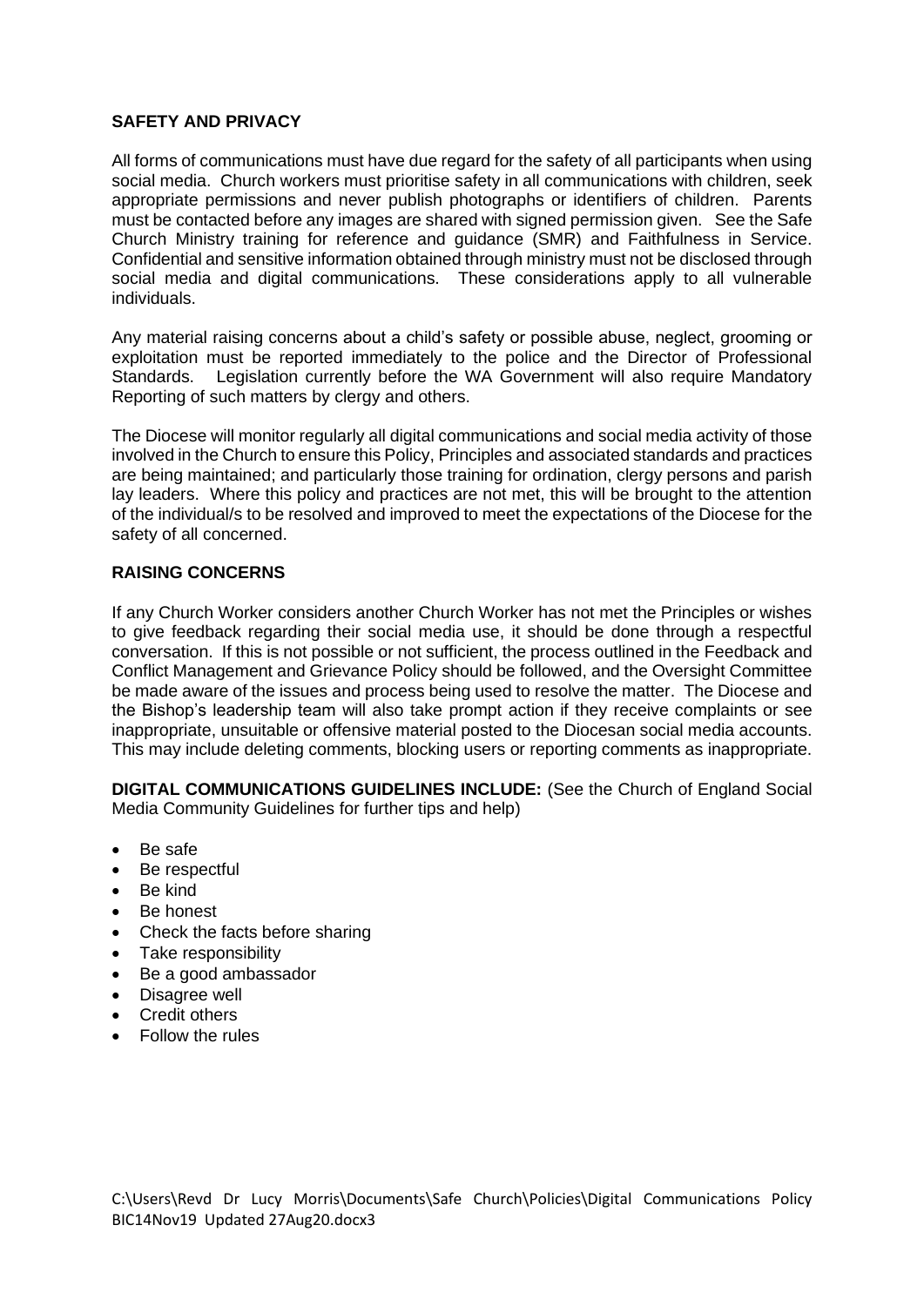## SAFETY AND PRIVACY

All forms of communications must have due regard for the safety of all participants when using social media. Church workers must prioritise safety in all communications with children, seek appropriate permissions and never publish photographs or identifiers of children. Parents must be contacted before any images are shared with signed permission given. See the Safe Church Ministry training for reference and guidance (SMR) and Faithfulness in Service. Confidential and sensitive information obtained through ministry must not be disclosed through social media and digital communications. These considerations apply to all vulnerable individuals.

Any material raising concerns about a child's safety or possible abuse, neglect, grooming or exploitation must be reported immediately to the police and the Director of Professional Standards. Legislation currently before the WA Government will also require Mandatory Reporting of such matters by clergy and others.

The Diocese will monitor regularly all digital communications and social media activity of those involved in the Church to ensure this Policy, Principles and associated standards and practices are being maintained; and particularly those training for ordination, clergy persons and parish lay leaders. Where this policy and practices are not met, this will be brought to the attention of the individual/s to be resolved and improved to meet the expectations of the Diocese for the safety of all concerned.

## RAISING CONCERNS

If any Church Worker considers another Church Worker has not met the Principles or wishes to give feedback regarding their social media use, it should be done through a respectful conversation. If this is not possible or not sufficient, the process outlined in the Feedback and Conflict Management and Grievance Policy should be followed, and the Oversight Committee be made aware of the issues and process being used to resolve the matter. The Diocese and the Bishop's leadership team will also take prompt action if they receive complaints or see inappropriate, unsuitable or offensive material posted to the Diocesan social media accounts. This may include deleting comments, blocking users or reporting comments as inappropriate.

**DIGITAL COMMUNICATIONS GUIDELINES INCLUDE:** (See the Church of England Social Media Community Guidelines for further tips and help)

- Be safe
- Be respectful
- Be kind
- Be honest
- Check the facts before sharing
- Take responsibility
- Be a good ambassador
- Disagree well
- Credit others
- Follow the rules

C:\Users\Revd Dr Lucy Morris\Documents\Safe Church\Policies\Digital Communications Policy BIC14Nov19 Updated 27Aug20.docx3